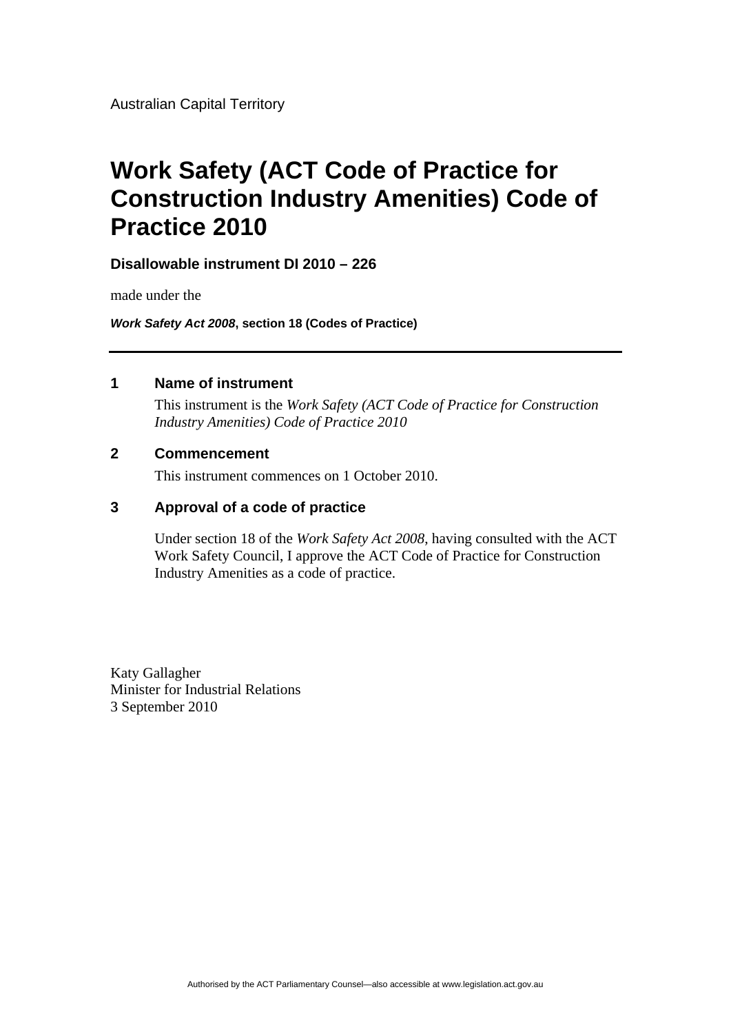Australian Capital Territory

# Work Safety (ACT Code of Practice for Construction Industry Amenities) Code of Practice 2010

**Disallowable instrument DI 2010 – 226**

made under the

***Work Safety Act 2008*, section 18 (Codes of Practice)**

---

## 1 Name of instrument

This instrument is the *Work Safety (ACT Code of Practice for Construction Industry Amenities) Code of Practice 2010*

## 2 Commencement

This instrument commences on 1 October 2010.

## 3 Approval of a code of practice

Under section 18 of the *Work Safety Act 2008*, having consulted with the ACT Work Safety Council, I approve the ACT Code of Practice for Construction Industry Amenities as a code of practice.

Katy Gallagher
Minister for Industrial Relations
3 September 2010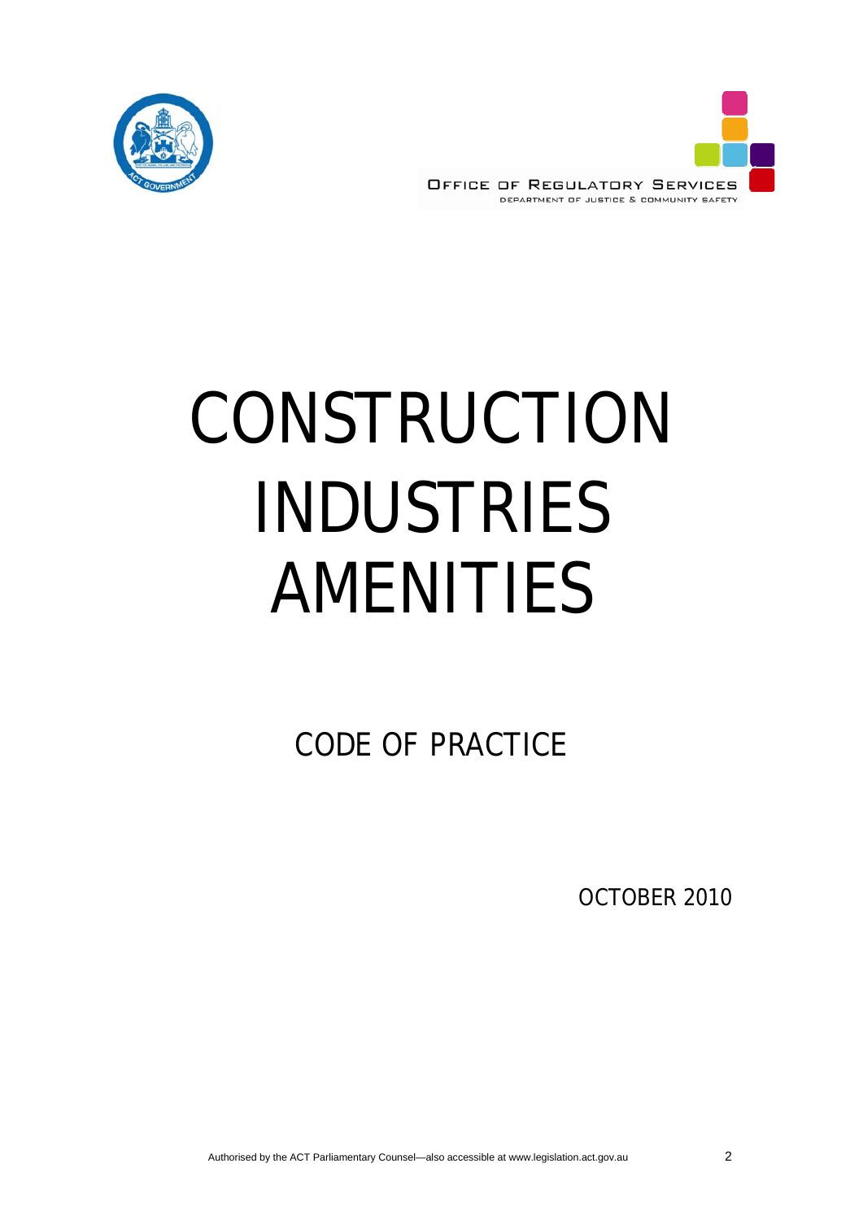OFFICE OF REGULATORY SERVICES

DEPARTMENT OF JUSTICE & COMMUNITY SAFETY

# CONSTRUCTION INDUSTRIES AMENITIES

## CODE OF PRACTICE

OCTOBER 2010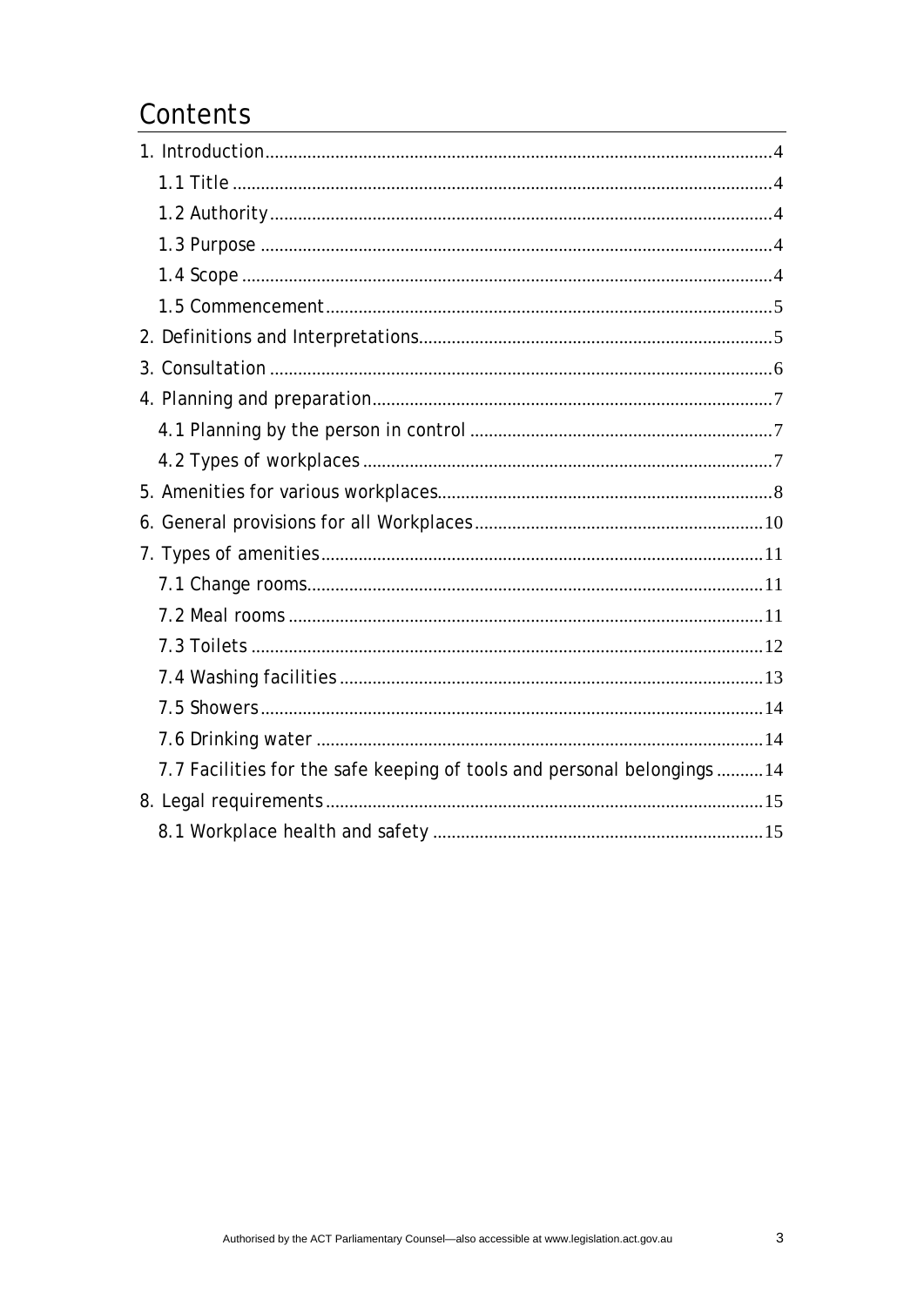# Contents

1. Introduction ... 4
   - 1.1 Title ... 4
   - 1.2 Authority ... 4
   - 1.3 Purpose ... 4
   - 1.4 Scope ... 4
   - 1.5 Commencement ... 5
2. Definitions and Interpretations ... 5
3. Consultation ... 6
4. Planning and preparation ... 7
   - 4.1 Planning by the person in control ... 7
   - 4.2 Types of workplaces ... 7
5. Amenities for various workplaces ... 8
6. General provisions for all Workplaces ... 10
7. Types of amenities ... 11
   - 7.1 Change rooms ... 11
   - 7.2 Meal rooms ... 11
   - 7.3 Toilets ... 12
   - 7.4 Washing facilities ... 13
   - 7.5 Showers ... 14
   - 7.6 Drinking water ... 14
   - 7.7 Facilities for the safe keeping of tools and personal belongings ... 14
8. Legal requirements ... 15
   - 8.1 Workplace health and safety ... 15

Authorised by the ACT Parliamentary Counsel—also accessible at www.legislation.act.gov.au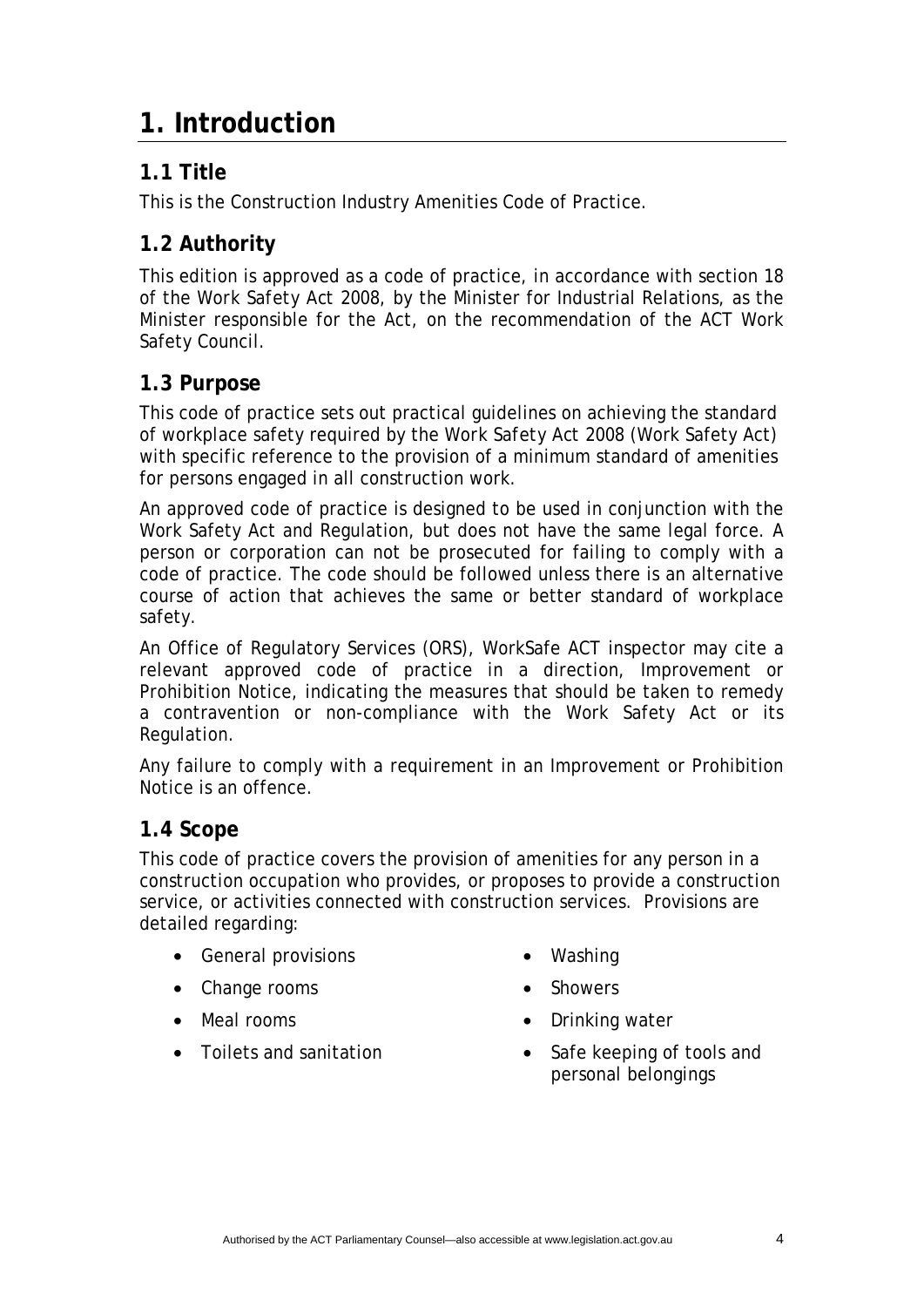# 1. Introduction

## 1.1 Title

This is the Construction Industry Amenities Code of Practice.

## 1.2 Authority

This edition is approved as a code of practice, in accordance with section 18 of the Work Safety Act 2008, by the Minister for Industrial Relations, as the Minister responsible for the Act, on the recommendation of the ACT Work Safety Council.

## 1.3 Purpose

This code of practice sets out practical guidelines on achieving the standard of workplace safety required by the Work Safety Act 2008 (Work Safety Act) with specific reference to the provision of a minimum standard of amenities for persons engaged in all construction work.

An approved code of practice is designed to be used in conjunction with the Work Safety Act and Regulation, but does not have the same legal force. A person or corporation can not be prosecuted for failing to comply with a code of practice. The code should be followed unless there is an alternative course of action that achieves the same or better standard of workplace safety.

An Office of Regulatory Services (ORS), WorkSafe ACT inspector may cite a relevant approved code of practice in a direction, Improvement or Prohibition Notice, indicating the measures that should be taken to remedy a contravention or non-compliance with the Work Safety Act or its Regulation.

Any failure to comply with a requirement in an Improvement or Prohibition Notice is an offence.

## 1.4 Scope

This code of practice covers the provision of amenities for any person in a construction occupation who provides, or proposes to provide a construction service, or activities connected with construction services. Provisions are detailed regarding:

- General provisions
- Change rooms
- Meal rooms
- Toilets and sanitation
- Washing
- Showers
- Drinking water
- Safe keeping of tools and personal belongings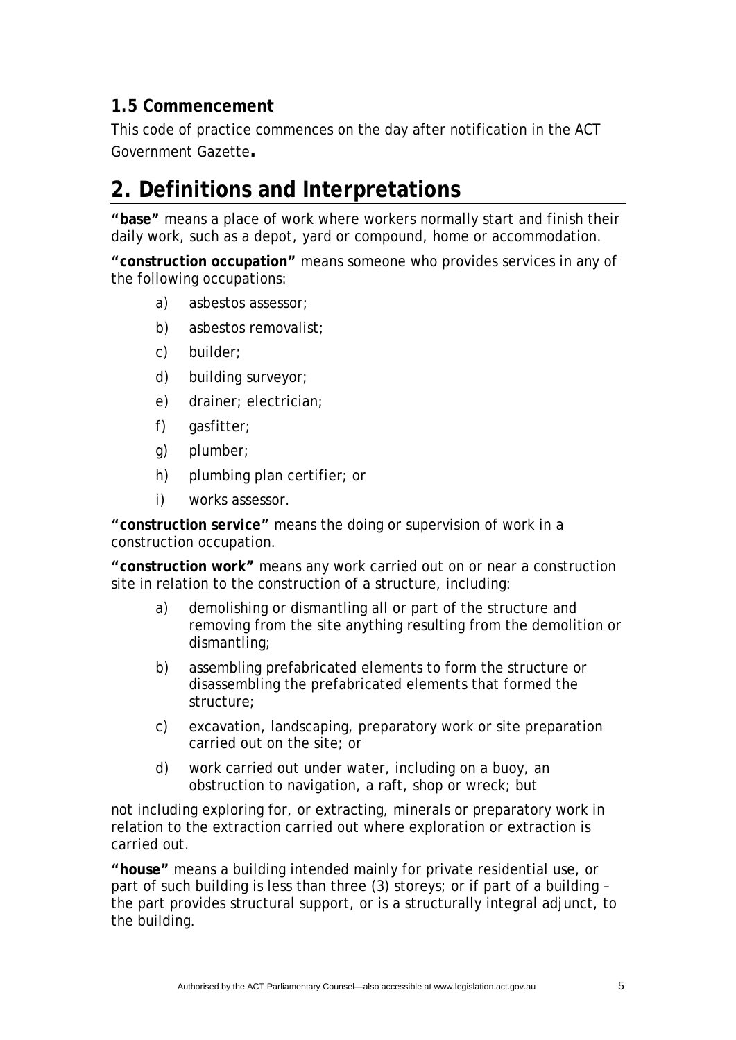### 1.5 Commencement

This code of practice commences on the day after notification in the ACT Government Gazette**.**

# 2. Definitions and Interpretations

**"base"** means a place of work where workers normally start and finish their daily work, such as a depot, yard or compound, home or accommodation.

**"construction occupation"** means someone who provides services in any of the following occupations:

- a) asbestos assessor;
- b) asbestos removalist;
- c) builder;
- d) building surveyor;
- e) drainer; electrician;
- f) gasfitter;
- g) plumber;
- h) plumbing plan certifier; or
- i) works assessor.

**"construction service"** means the doing or supervision of work in a construction occupation.

**"construction work"** means any work carried out on or near a construction site in relation to the construction of a structure, including:

- a) demolishing or dismantling all or part of the structure and removing from the site anything resulting from the demolition or dismantling;
- b) assembling prefabricated elements to form the structure or disassembling the prefabricated elements that formed the structure;
- c) excavation, landscaping, preparatory work or site preparation carried out on the site; or
- d) work carried out under water, including on a buoy, an obstruction to navigation, a raft, shop or wreck; but

not including exploring for, or extracting, minerals or preparatory work in relation to the extraction carried out where exploration or extraction is carried out.

**"house"** means a building intended mainly for private residential use, or part of such building is less than three (3) storeys; or if part of a building – the part provides structural support, or is a structurally integral adjunct, to the building.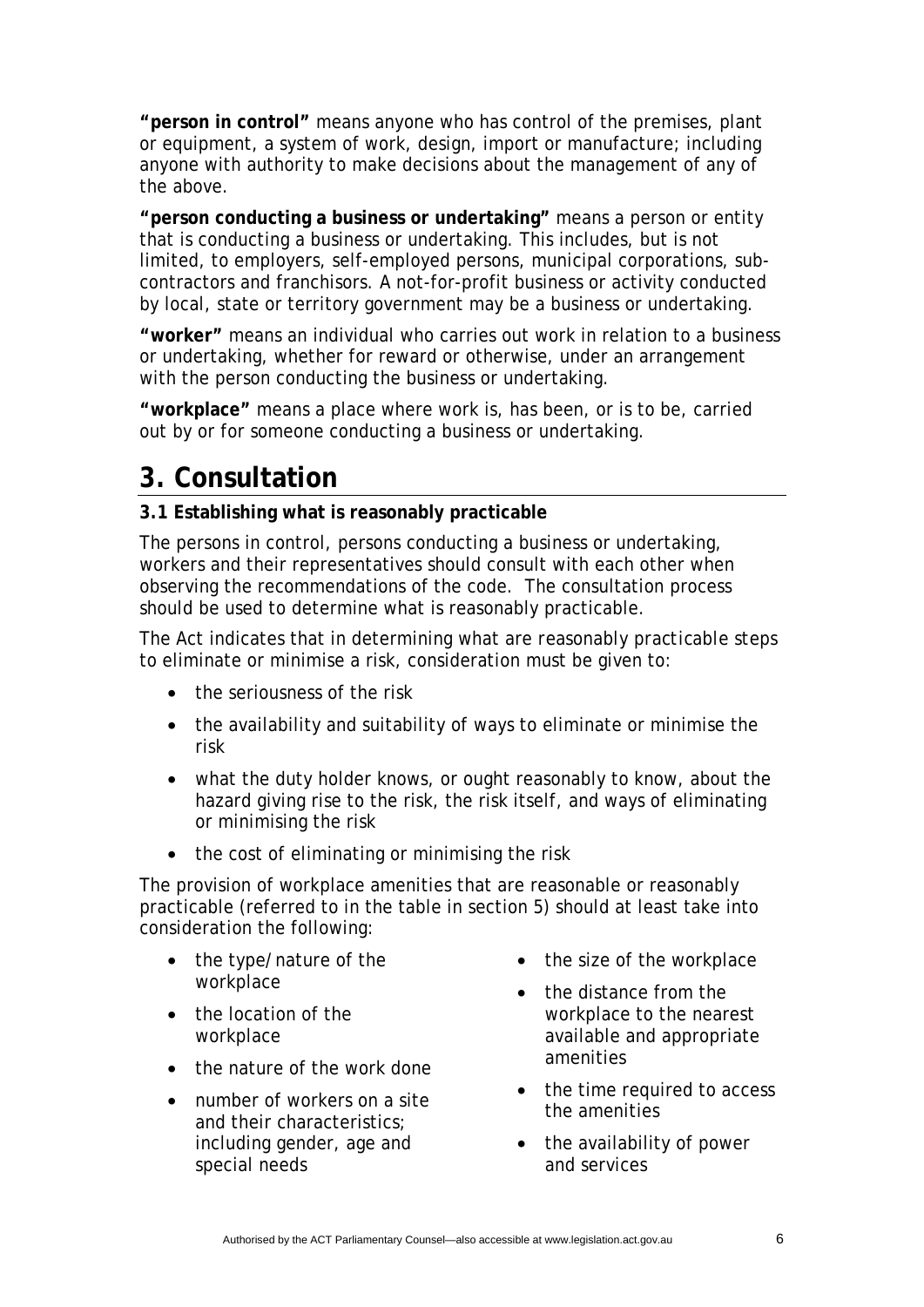**"person in control"** means anyone who has control of the premises, plant or equipment, a system of work, design, import or manufacture; including anyone with authority to make decisions about the management of any of the above.

**"person conducting a business or undertaking"** means a person or entity that is conducting a business or undertaking. This includes, but is not limited, to employers, self-employed persons, municipal corporations, sub-contractors and franchisors. A not-for-profit business or activity conducted by local, state or territory government may be a business or undertaking.

**"worker"** means an individual who carries out work in relation to a business or undertaking, whether for reward or otherwise, under an arrangement with the person conducting the business or undertaking.

**"workplace"** means a place where work is, has been, or is to be, carried out by or for someone conducting a business or undertaking.

# 3. Consultation

**3.1 Establishing what is reasonably practicable**

The persons in control, persons conducting a business or undertaking, workers and their representatives should consult with each other when observing the recommendations of the code. The consultation process should be used to determine what is reasonably practicable.

The Act indicates that in determining what are reasonably practicable steps to eliminate or minimise a risk, consideration must be given to:

- the seriousness of the risk
- the availability and suitability of ways to eliminate or minimise the risk
- what the duty holder knows, or ought reasonably to know, about the hazard giving rise to the risk, the risk itself, and ways of eliminating or minimising the risk
- the cost of eliminating or minimising the risk

The provision of workplace amenities that are reasonable or reasonably practicable (referred to in the table in section 5) should at least take into consideration the following:

- the type/nature of the workplace
- the location of the workplace
- the nature of the work done
- number of workers on a site and their characteristics; including gender, age and special needs
- the size of the workplace
- the distance from the workplace to the nearest available and appropriate amenities
- the time required to access the amenities
- the availability of power and services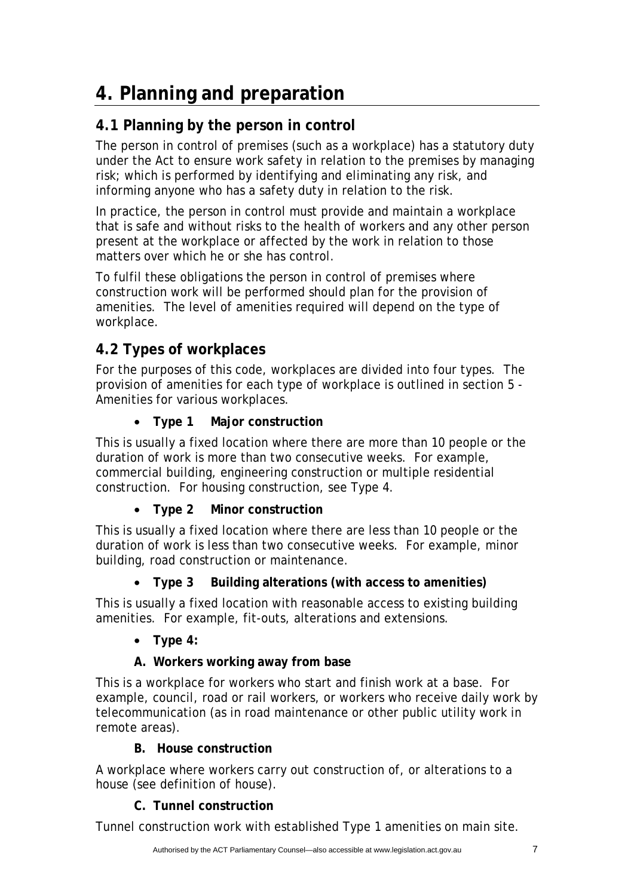# 4. Planning and preparation

## 4.1 Planning by the person in control

The person in control of premises (such as a workplace) has a statutory duty under the Act to ensure work safety in relation to the premises by managing risk; which is performed by identifying and eliminating any risk, and informing anyone who has a safety duty in relation to the risk.

In practice, the person in control must provide and maintain a workplace that is safe and without risks to the health of workers and any other person present at the workplace or affected by the work in relation to those matters over which he or she has control.

To fulfil these obligations the person in control of premises where construction work will be performed should plan for the provision of amenities. The level of amenities required will depend on the type of workplace.

## 4.2 Types of workplaces

For the purposes of this code, workplaces are divided into four types. The provision of amenities for each type of workplace is outlined in section 5 - Amenities for various workplaces.

- **Type 1 Major construction**

This is usually a fixed location where there are more than 10 people or the duration of work is more than two consecutive weeks. For example, commercial building, engineering construction or multiple residential construction. For housing construction, see Type 4.

- **Type 2 Minor construction**

This is usually a fixed location where there are less than 10 people or the duration of work is less than two consecutive weeks. For example, minor building, road construction or maintenance.

- **Type 3 Building alterations (with access to amenities)**

This is usually a fixed location with reasonable access to existing building amenities. For example, fit-outs, alterations and extensions.

- **Type 4:**

**A. Workers working away from base**

This is a workplace for workers who start and finish work at a base. For example, council, road or rail workers, or workers who receive daily work by telecommunication (as in road maintenance or other public utility work in remote areas).

**B. House construction**

A workplace where workers carry out construction of, or alterations to a house (see definition of house).

**C. Tunnel construction**

Tunnel construction work with established Type 1 amenities on main site.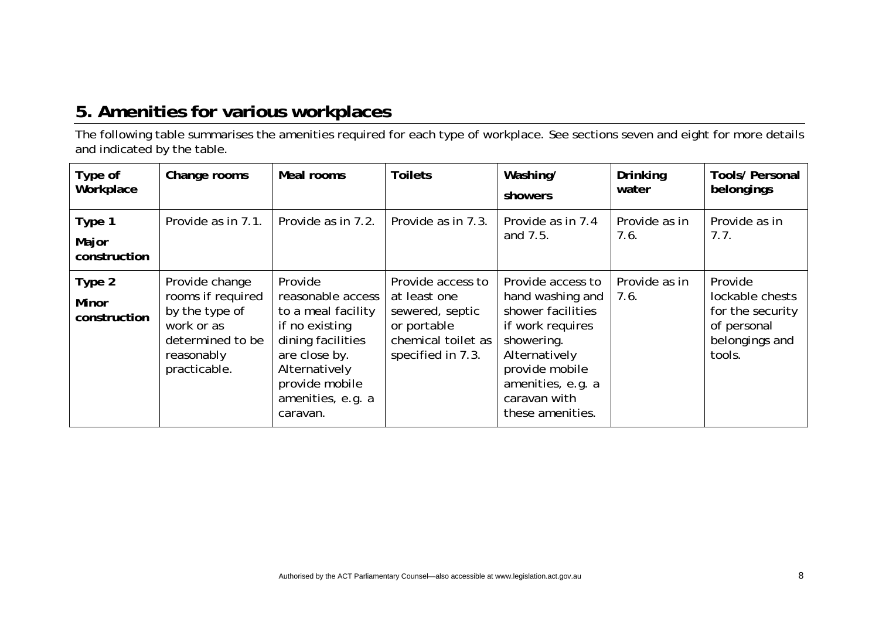## 5. Amenities for various workplaces

The following table summarises the amenities required for each type of workplace. See sections seven and eight for more details and indicated by the table.

| Type of Workplace | Change rooms | Meal rooms | Toilets | Washing/ showers | Drinking water | Tools/ Personal belongings |
|---|---|---|---|---|---|---|
| **Type 1** **Major construction** | Provide as in 7.1. | Provide as in 7.2. | Provide as in 7.3. | Provide as in 7.4 and 7.5. | Provide as in 7.6. | Provide as in 7.7. |
| **Type 2** **Minor construction** | Provide change rooms if required by the type of work or as determined to be reasonably practicable. | Provide reasonable access to a meal facility if no existing dining facilities are close by. Alternatively provide mobile amenities, e.g. a caravan. | Provide access to at least one sewered, septic or portable chemical toilet as specified in 7.3. | Provide access to hand washing and shower facilities if work requires showering. Alternatively provide mobile amenities, e.g. a caravan with these amenities. | Provide as in 7.6. | Provide lockable chests for the security of personal belongings and tools. |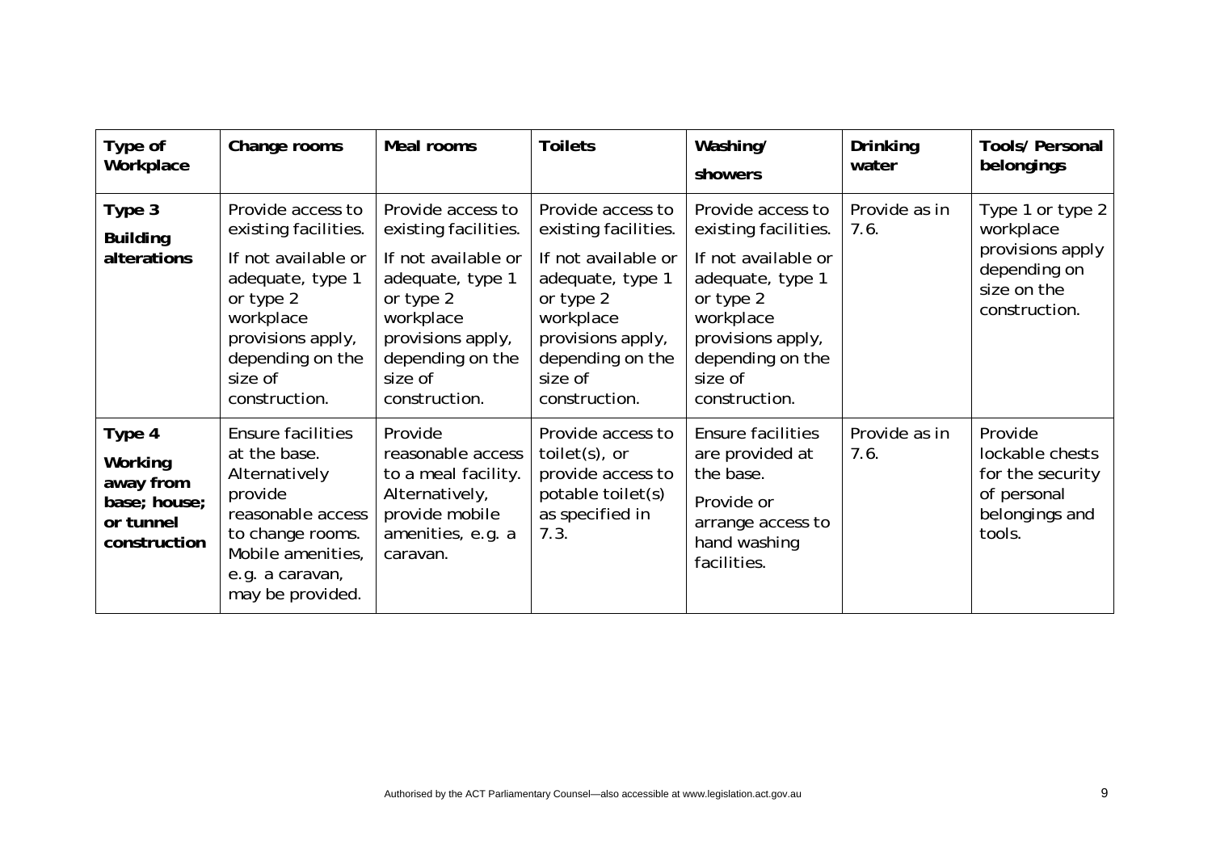| Type of Workplace | Change rooms | Meal rooms | Toilets | Washing/ showers | Drinking water | Tools/ Personal belongings |
|---|---|---|---|---|---|---|
| **Type 3 Building alterations** | Provide access to existing facilities. If not available or adequate, type 1 or type 2 workplace provisions apply, depending on the size of construction. | Provide access to existing facilities. If not available or adequate, type 1 or type 2 workplace provisions apply, depending on the size of construction. | Provide access to existing facilities. If not available or adequate, type 1 or type 2 workplace provisions apply, depending on the size of construction. | Provide access to existing facilities. If not available or adequate, type 1 or type 2 workplace provisions apply, depending on the size of construction. | Provide as in 7.6. | Type 1 or type 2 workplace provisions apply depending on size on the construction. |
| **Type 4 Working away from base; house; or tunnel construction** | Ensure facilities at the base. Alternatively provide reasonable access to change rooms. Mobile amenities, e.g. a caravan, may be provided. | Provide reasonable access to a meal facility. Alternatively, provide mobile amenities, e.g. a caravan. | Provide access to toilet(s), or provide access to potable toilet(s) as specified in 7.3. | Ensure facilities are provided at the base. Provide or arrange access to hand washing facilities. | Provide as in 7.6. | Provide lockable chests for the security of personal belongings and tools. |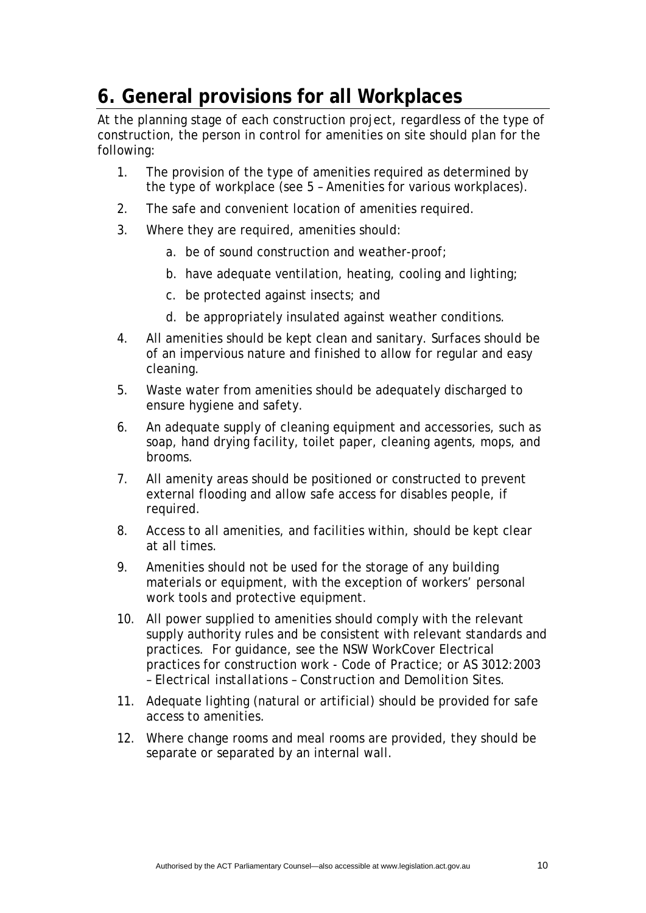# 6. General provisions for all Workplaces

At the planning stage of each construction project, regardless of the type of construction, the person in control for amenities on site should plan for the following:

1. The provision of the type of amenities required as determined by the type of workplace (see 5 – Amenities for various workplaces).
2. The safe and convenient location of amenities required.
3. Where they are required, amenities should:
   a. be of sound construction and weather-proof;
   b. have adequate ventilation, heating, cooling and lighting;
   c. be protected against insects; and
   d. be appropriately insulated against weather conditions.
4. All amenities should be kept clean and sanitary. Surfaces should be of an impervious nature and finished to allow for regular and easy cleaning.
5. Waste water from amenities should be adequately discharged to ensure hygiene and safety.
6. An adequate supply of cleaning equipment and accessories, such as soap, hand drying facility, toilet paper, cleaning agents, mops, and brooms.
7. All amenity areas should be positioned or constructed to prevent external flooding and allow safe access for disables people, if required.
8. Access to all amenities, and facilities within, should be kept clear at all times.
9. Amenities should not be used for the storage of any building materials or equipment, with the exception of workers' personal work tools and protective equipment.
10. All power supplied to amenities should comply with the relevant supply authority rules and be consistent with relevant standards and practices. For guidance, see the NSW WorkCover Electrical practices for construction work - Code of Practice; or AS 3012:2003 – *Electrical installations – Construction and Demolition Sites*.
11. Adequate lighting (natural or artificial) should be provided for safe access to amenities.
12. Where change rooms and meal rooms are provided, they should be separate or separated by an internal wall.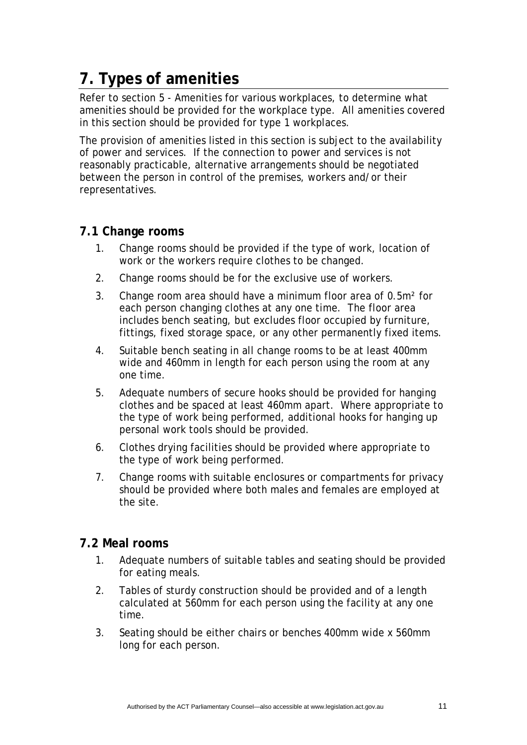# 7. Types of amenities

Refer to section 5 - Amenities for various workplaces, to determine what amenities should be provided for the workplace type. All amenities covered in this section should be provided for type 1 workplaces.

The provision of amenities listed in this section is subject to the availability of power and services. If the connection to power and services is not reasonably practicable, alternative arrangements should be negotiated between the person in control of the premises, workers and/or their representatives.

## 7.1 Change rooms

1. Change rooms should be provided if the type of work, location of work or the workers require clothes to be changed.
2. Change rooms should be for the exclusive use of workers.
3. Change room area should have a minimum floor area of $0.5m^2$ for each person changing clothes at any one time. The floor area includes bench seating, but excludes floor occupied by furniture, fittings, fixed storage space, or any other permanently fixed items.
4. Suitable bench seating in all change rooms to be at least 400mm wide and 460mm in length for each person using the room at any one time.
5. Adequate numbers of secure hooks should be provided for hanging clothes and be spaced at least 460mm apart. Where appropriate to the type of work being performed, additional hooks for hanging up personal work tools should be provided.
6. Clothes drying facilities should be provided where appropriate to the type of work being performed.
7. Change rooms with suitable enclosures or compartments for privacy should be provided where both males and females are employed at the site.

## 7.2 Meal rooms

1. Adequate numbers of suitable tables and seating should be provided for eating meals.
2. Tables of sturdy construction should be provided and of a length calculated at 560mm for each person using the facility at any one time.
3. Seating should be either chairs or benches 400mm wide x 560mm long for each person.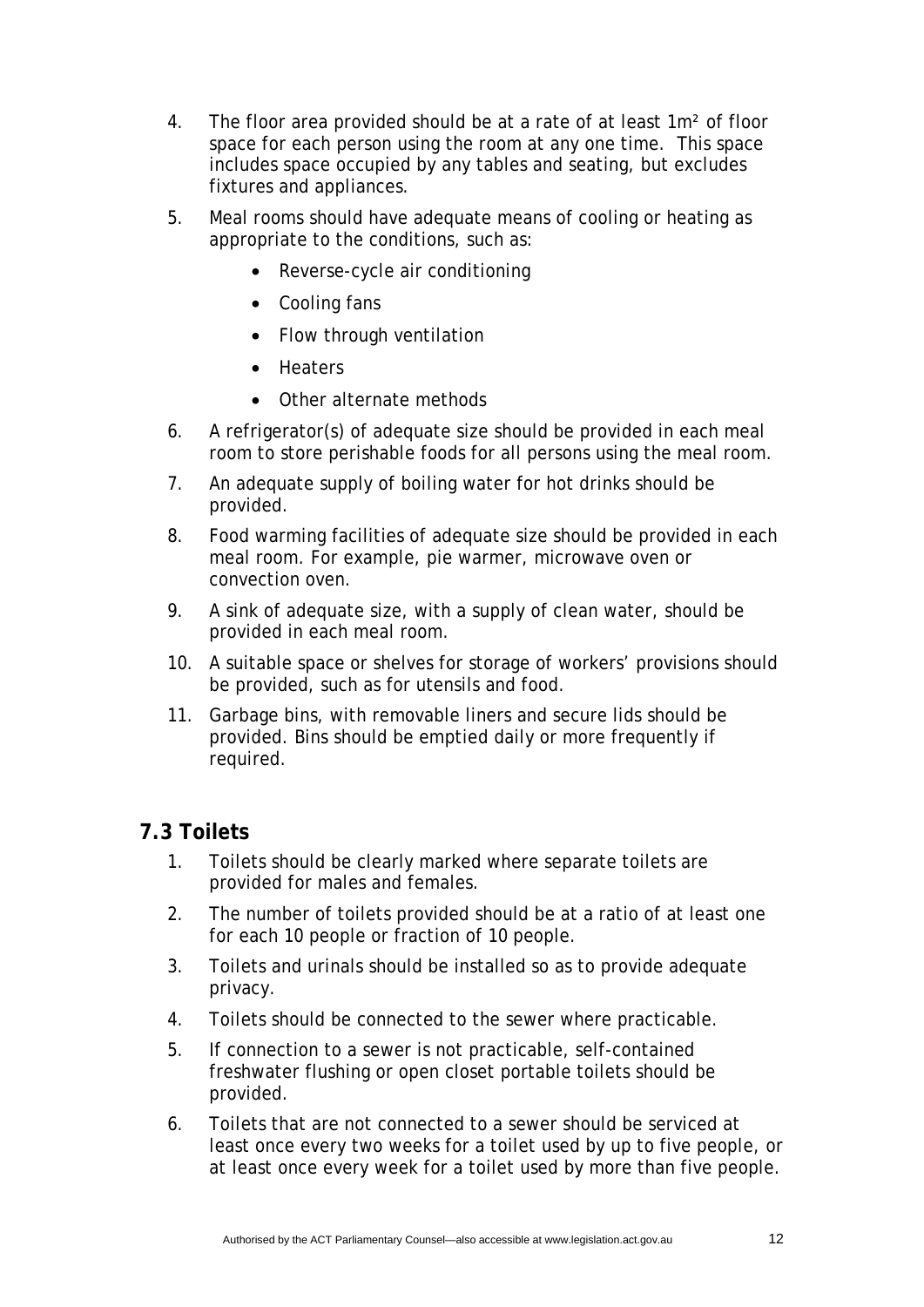4. The floor area provided should be at a rate of at least $1m^2$ of floor space for each person using the room at any one time. This space includes space occupied by any tables and seating, but excludes fixtures and appliances.
5. Meal rooms should have adequate means of cooling or heating as appropriate to the conditions, such as:
   - Reverse-cycle air conditioning
   - Cooling fans
   - Flow through ventilation
   - Heaters
   - Other alternate methods
6. A refrigerator(s) of adequate size should be provided in each meal room to store perishable foods for all persons using the meal room.
7. An adequate supply of boiling water for hot drinks should be provided.
8. Food warming facilities of adequate size should be provided in each meal room. For example, pie warmer, microwave oven or convection oven.
9. A sink of adequate size, with a supply of clean water, should be provided in each meal room.
10. A suitable space or shelves for storage of workers' provisions should be provided, such as for utensils and food.
11. Garbage bins, with removable liners and secure lids should be provided. Bins should be emptied daily or more frequently if required.

## 7.3 Toilets

1. Toilets should be clearly marked where separate toilets are provided for males and females.
2. The number of toilets provided should be at a ratio of at least one for each 10 people or fraction of 10 people.
3. Toilets and urinals should be installed so as to provide adequate privacy.
4. Toilets should be connected to the sewer where practicable.
5. If connection to a sewer is not practicable, self-contained freshwater flushing or open closet portable toilets should be provided.
6. Toilets that are not connected to a sewer should be serviced at least once every two weeks for a toilet used by up to five people, or at least once every week for a toilet used by more than five people.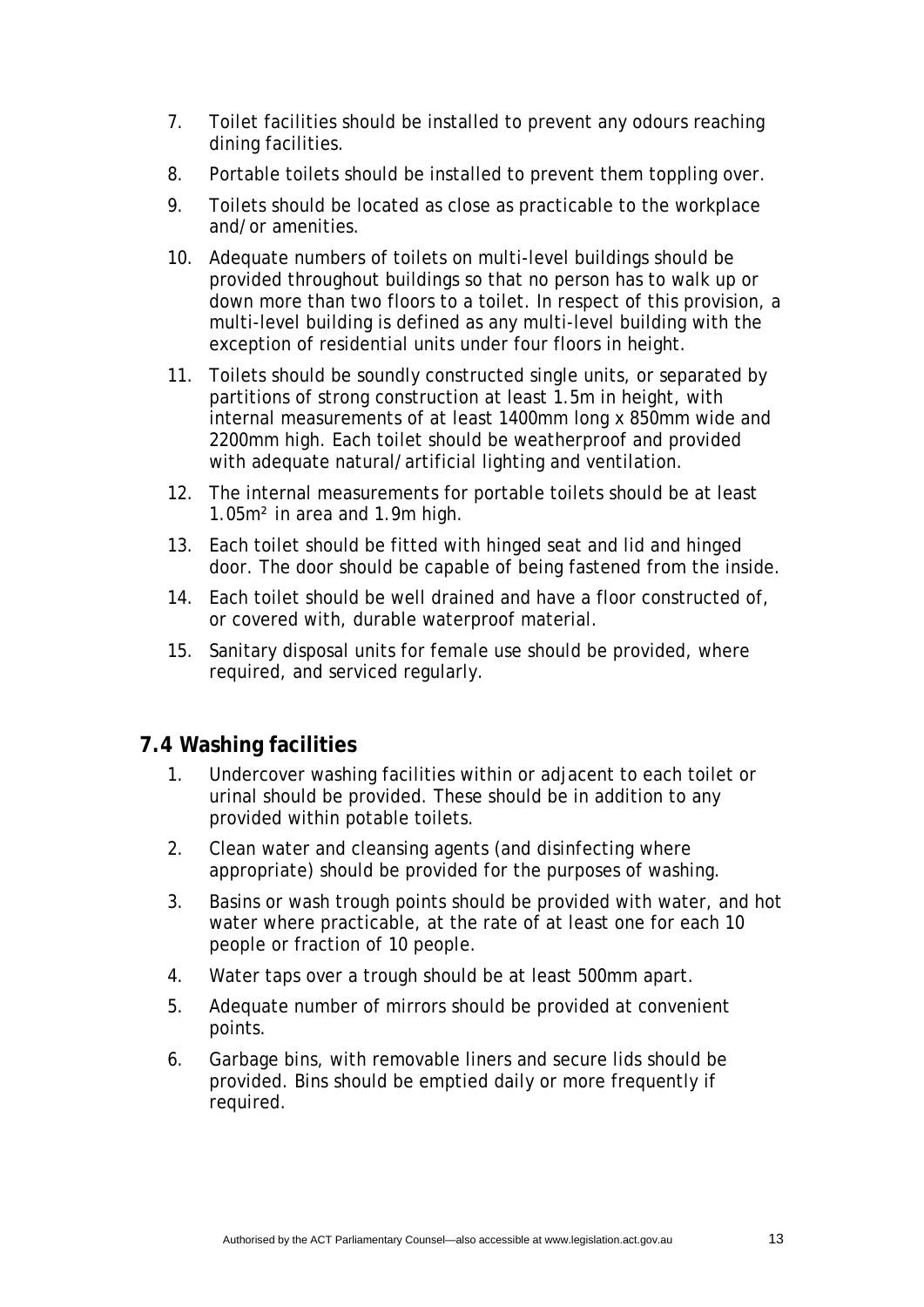7. Toilet facilities should be installed to prevent any odours reaching dining facilities.

8. Portable toilets should be installed to prevent them toppling over.

9. Toilets should be located as close as practicable to the workplace and/or amenities.

10. Adequate numbers of toilets on multi-level buildings should be provided throughout buildings so that no person has to walk up or down more than two floors to a toilet. In respect of this provision, a multi-level building is defined as any multi-level building with the exception of residential units under four floors in height.

11. Toilets should be soundly constructed single units, or separated by partitions of strong construction at least 1.5m in height, with internal measurements of at least 1400mm long x 850mm wide and 2200mm high. Each toilet should be weatherproof and provided with adequate natural/artificial lighting and ventilation.

12. The internal measurements for portable toilets should be at least 1.05m² in area and 1.9m high.

13. Each toilet should be fitted with hinged seat and lid and hinged door. The door should be capable of being fastened from the inside.

14. Each toilet should be well drained and have a floor constructed of, or covered with, durable waterproof material.

15. Sanitary disposal units for female use should be provided, where required, and serviced regularly.

## 7.4 Washing facilities

1. Undercover washing facilities within or adjacent to each toilet or urinal should be provided. These should be in addition to any provided within potable toilets.

2. Clean water and cleansing agents (and disinfecting where appropriate) should be provided for the purposes of washing.

3. Basins or wash trough points should be provided with water, and hot water where practicable, at the rate of at least one for each 10 people or fraction of 10 people.

4. Water taps over a trough should be at least 500mm apart.

5. Adequate number of mirrors should be provided at convenient points.

6. Garbage bins, with removable liners and secure lids should be provided. Bins should be emptied daily or more frequently if required.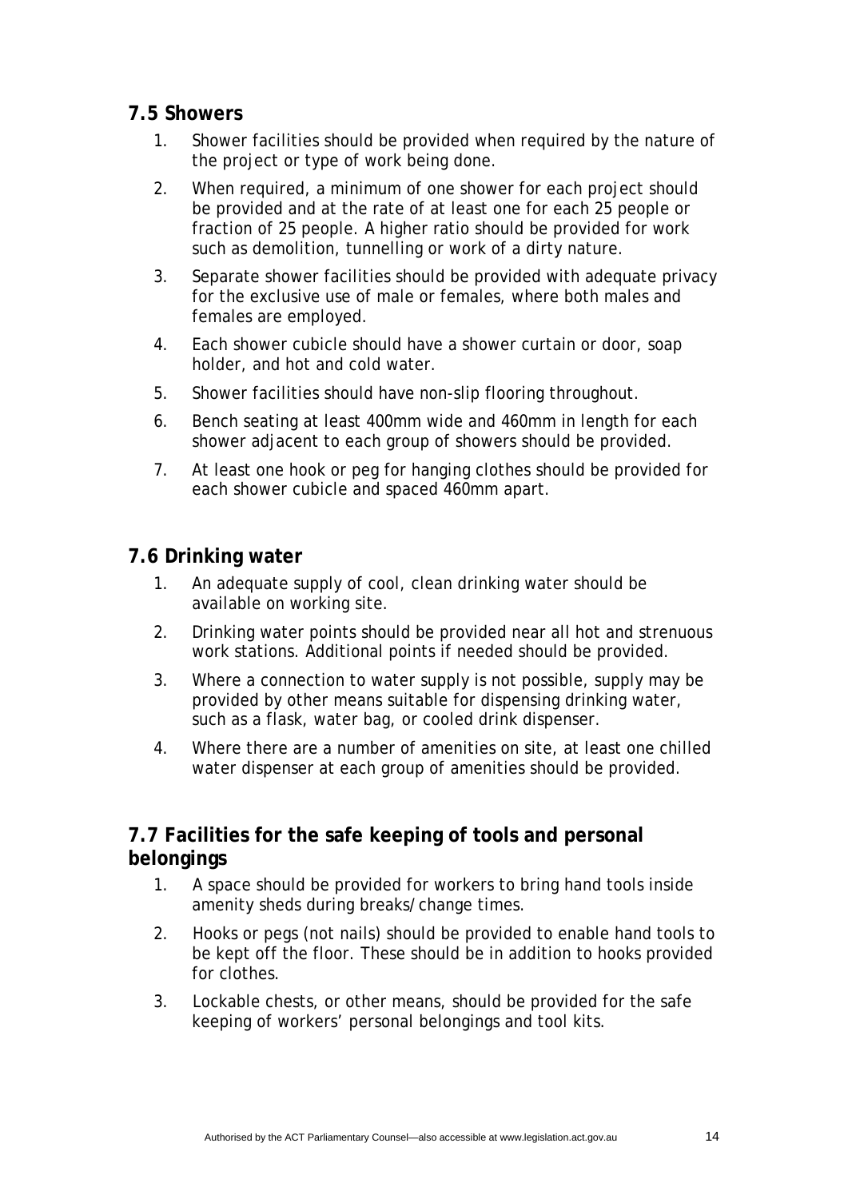## 7.5 Showers

1. Shower facilities should be provided when required by the nature of the project or type of work being done.
2. When required, a minimum of one shower for each project should be provided and at the rate of at least one for each 25 people or fraction of 25 people. A higher ratio should be provided for work such as demolition, tunnelling or work of a dirty nature.
3. Separate shower facilities should be provided with adequate privacy for the exclusive use of male or females, where both males and females are employed.
4. Each shower cubicle should have a shower curtain or door, soap holder, and hot and cold water.
5. Shower facilities should have non-slip flooring throughout.
6. Bench seating at least 400mm wide and 460mm in length for each shower adjacent to each group of showers should be provided.
7. At least one hook or peg for hanging clothes should be provided for each shower cubicle and spaced 460mm apart.

## 7.6 Drinking water

1. An adequate supply of cool, clean drinking water should be available on working site.
2. Drinking water points should be provided near all hot and strenuous work stations. Additional points if needed should be provided.
3. Where a connection to water supply is not possible, supply may be provided by other means suitable for dispensing drinking water, such as a flask, water bag, or cooled drink dispenser.
4. Where there are a number of amenities on site, at least one chilled water dispenser at each group of amenities should be provided.

## 7.7 Facilities for the safe keeping of tools and personal belongings

1. A space should be provided for workers to bring hand tools inside amenity sheds during breaks/change times.
2. Hooks or pegs (not nails) should be provided to enable hand tools to be kept off the floor. These should be in addition to hooks provided for clothes.
3. Lockable chests, or other means, should be provided for the safe keeping of workers' personal belongings and tool kits.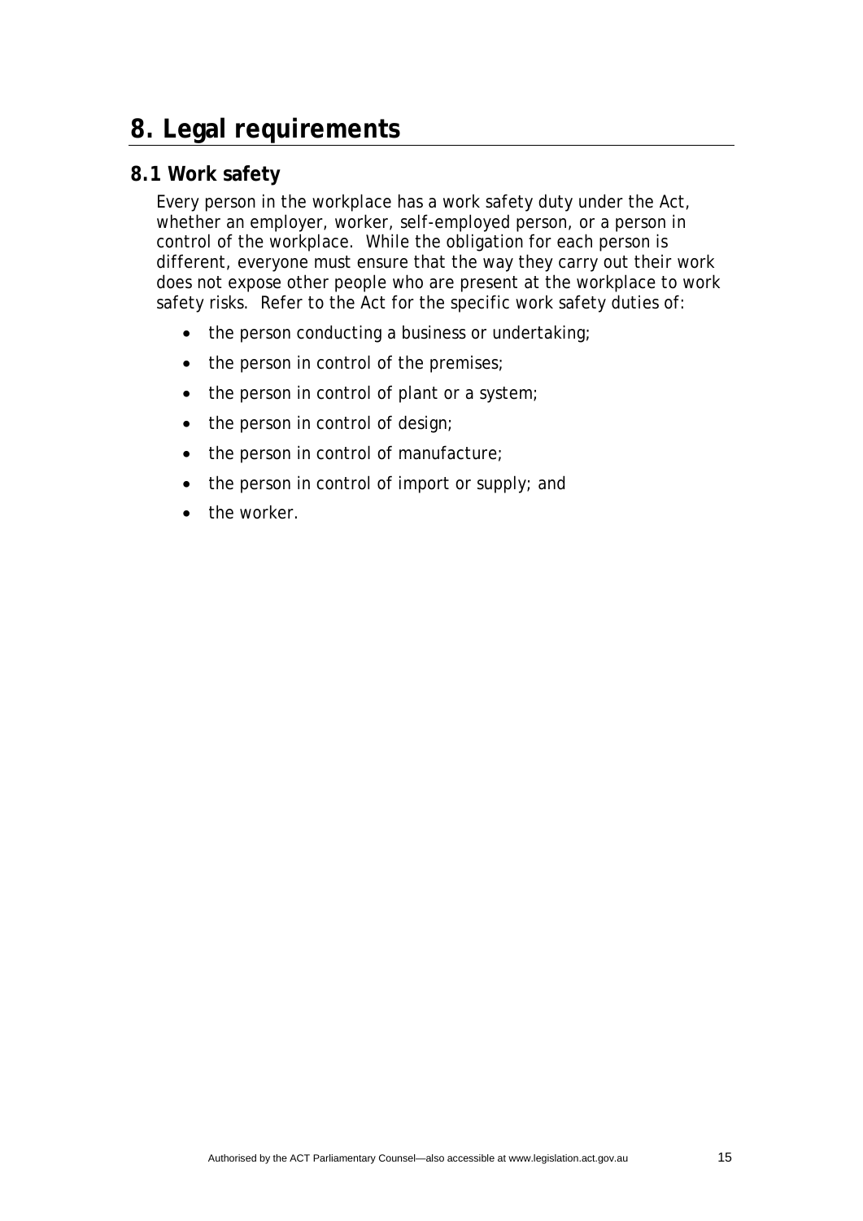# 8. Legal requirements

## 8.1 Work safety

Every person in the workplace has a work safety duty under the Act, whether an employer, worker, self-employed person, or a person in control of the workplace. While the obligation for each person is different, everyone must ensure that the way they carry out their work does not expose other people who are present at the workplace to work safety risks. Refer to the Act for the specific work safety duties of:

- the person conducting a business or undertaking;
- the person in control of the premises;
- the person in control of plant or a system;
- the person in control of design;
- the person in control of manufacture;
- the person in control of import or supply; and
- the worker.